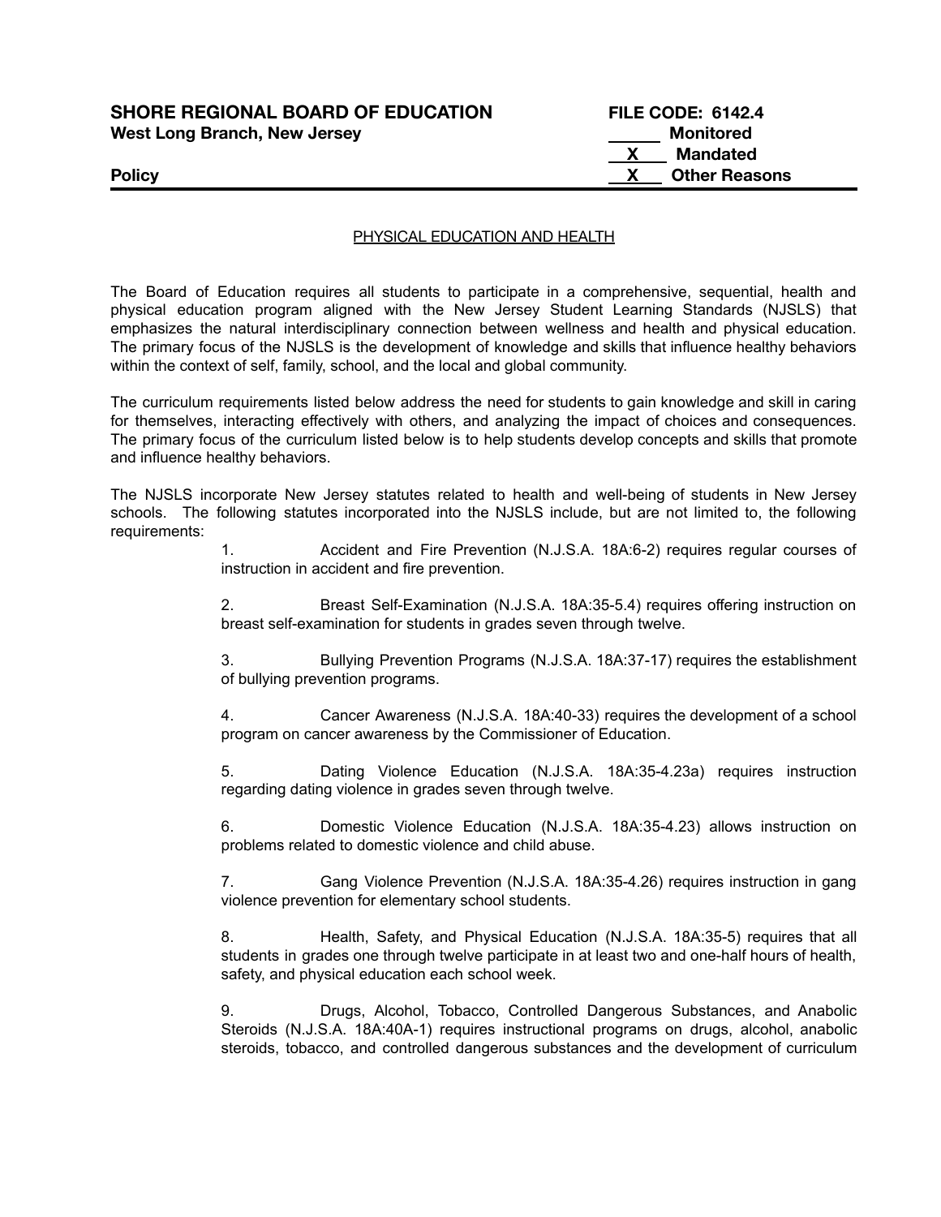**SHORE REGIONAL BOARD OF EDUCATION**
**West Long Branch, New Jersey**

**Policy**

**FILE CODE: 6142.4**
______ **Monitored**
__X__ **Mandated**
__X__ **Other Reasons**

PHYSICAL EDUCATION AND HEALTH

The Board of Education requires all students to participate in a comprehensive, sequential, health and physical education program aligned with the New Jersey Student Learning Standards (NJSLS) that emphasizes the natural interdisciplinary connection between wellness and health and physical education. The primary focus of the NJSLS is the development of knowledge and skills that influence healthy behaviors within the context of self, family, school, and the local and global community.

The curriculum requirements listed below address the need for students to gain knowledge and skill in caring for themselves, interacting effectively with others, and analyzing the impact of choices and consequences. The primary focus of the curriculum listed below is to help students develop concepts and skills that promote and influence healthy behaviors.

The NJSLS incorporate New Jersey statutes related to health and well-being of students in New Jersey schools. The following statutes incorporated into the NJSLS include, but are not limited to, the following requirements:

1. Accident and Fire Prevention (N.J.S.A. 18A:6-2) requires regular courses of instruction in accident and fire prevention.

2. Breast Self-Examination (N.J.S.A. 18A:35-5.4) requires offering instruction on breast self-examination for students in grades seven through twelve.

3. Bullying Prevention Programs (N.J.S.A. 18A:37-17) requires the establishment of bullying prevention programs.

4. Cancer Awareness (N.J.S.A. 18A:40-33) requires the development of a school program on cancer awareness by the Commissioner of Education.

5. Dating Violence Education (N.J.S.A. 18A:35-4.23a) requires instruction regarding dating violence in grades seven through twelve.

6. Domestic Violence Education (N.J.S.A. 18A:35-4.23) allows instruction on problems related to domestic violence and child abuse.

7. Gang Violence Prevention (N.J.S.A. 18A:35-4.26) requires instruction in gang violence prevention for elementary school students.

8. Health, Safety, and Physical Education (N.J.S.A. 18A:35-5) requires that all students in grades one through twelve participate in at least two and one-half hours of health, safety, and physical education each school week.

9. Drugs, Alcohol, Tobacco, Controlled Dangerous Substances, and Anabolic Steroids (N.J.S.A. 18A:40A-1) requires instructional programs on drugs, alcohol, anabolic steroids, tobacco, and controlled dangerous substances and the development of curriculum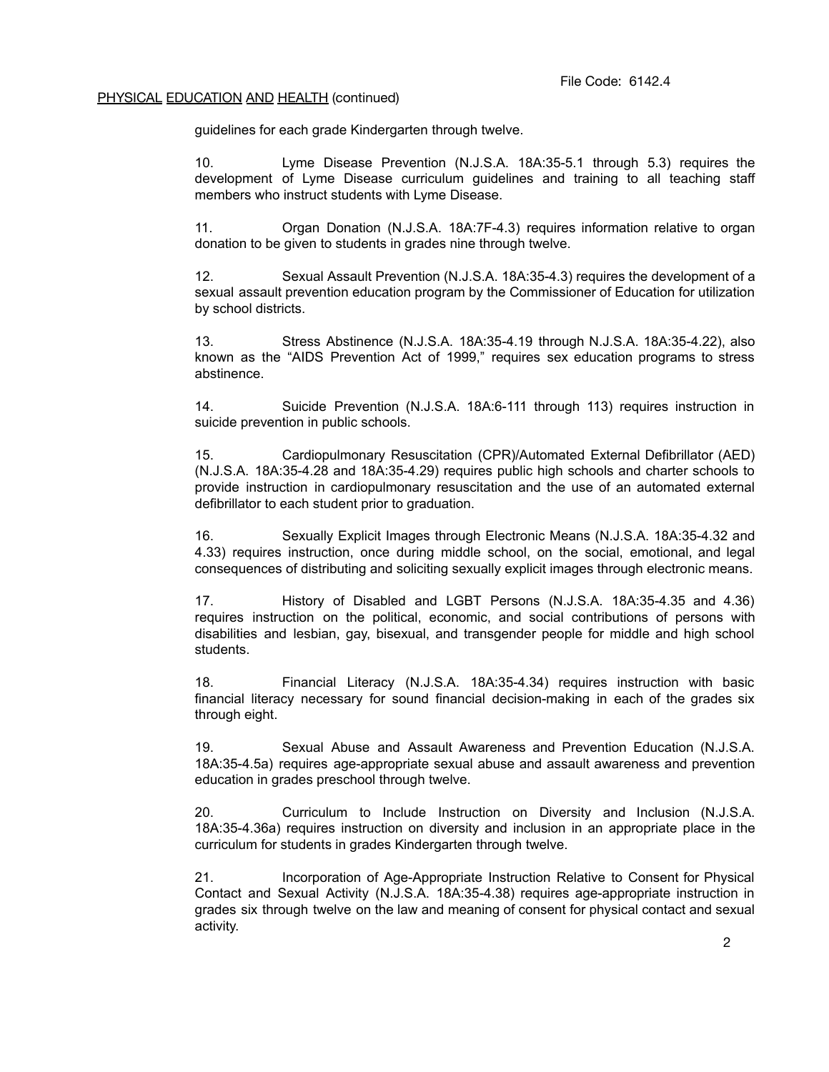guidelines for each grade Kindergarten through twelve.

10. Lyme Disease Prevention (N.J.S.A. 18A:35-5.1 through 5.3) requires the development of Lyme Disease curriculum guidelines and training to all teaching staff members who instruct students with Lyme Disease.

11. Organ Donation (N.J.S.A. 18A:7F-4.3) requires information relative to organ donation to be given to students in grades nine through twelve.

12. Sexual Assault Prevention (N.J.S.A. 18A:35-4.3) requires the development of a sexual assault prevention education program by the Commissioner of Education for utilization by school districts.

13. Stress Abstinence (N.J.S.A. 18A:35-4.19 through N.J.S.A. 18A:35-4.22), also known as the "AIDS Prevention Act of 1999," requires sex education programs to stress abstinence.

14. Suicide Prevention (N.J.S.A. 18A:6-111 through 113) requires instruction in suicide prevention in public schools.

15. Cardiopulmonary Resuscitation (CPR)/Automated External Defibrillator (AED) (N.J.S.A. 18A:35-4.28 and 18A:35-4.29) requires public high schools and charter schools to provide instruction in cardiopulmonary resuscitation and the use of an automated external defibrillator to each student prior to graduation.

16. Sexually Explicit Images through Electronic Means (N.J.S.A. 18A:35-4.32 and 4.33) requires instruction, once during middle school, on the social, emotional, and legal consequences of distributing and soliciting sexually explicit images through electronic means.

17. History of Disabled and LGBT Persons (N.J.S.A. 18A:35-4.35 and 4.36) requires instruction on the political, economic, and social contributions of persons with disabilities and lesbian, gay, bisexual, and transgender people for middle and high school students.

18. Financial Literacy (N.J.S.A. 18A:35-4.34) requires instruction with basic financial literacy necessary for sound financial decision-making in each of the grades six through eight.

19. Sexual Abuse and Assault Awareness and Prevention Education (N.J.S.A. 18A:35-4.5a) requires age-appropriate sexual abuse and assault awareness and prevention education in grades preschool through twelve.

20. Curriculum to Include Instruction on Diversity and Inclusion (N.J.S.A. 18A:35-4.36a) requires instruction on diversity and inclusion in an appropriate place in the curriculum for students in grades Kindergarten through twelve.

21. Incorporation of Age-Appropriate Instruction Relative to Consent for Physical Contact and Sexual Activity (N.J.S.A. 18A:35-4.38) requires age-appropriate instruction in grades six through twelve on the law and meaning of consent for physical contact and sexual activity.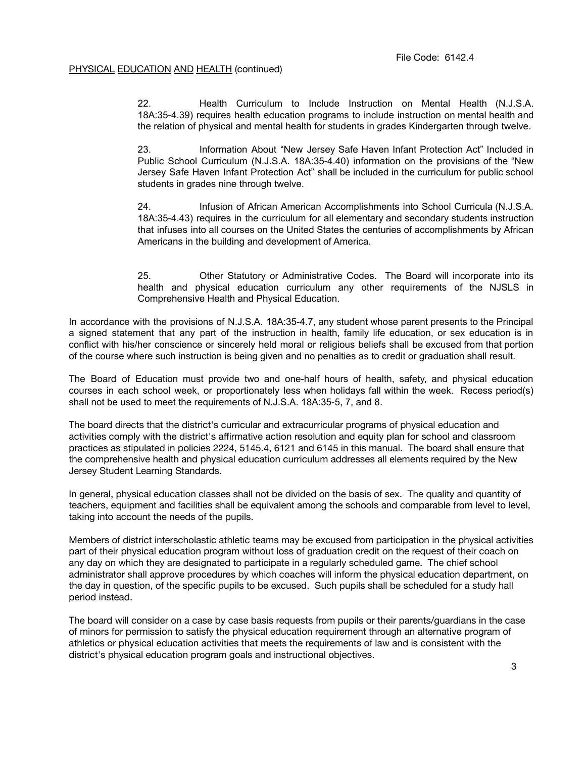22. Health Curriculum to Include Instruction on Mental Health (N.J.S.A. 18A:35-4.39) requires health education programs to include instruction on mental health and the relation of physical and mental health for students in grades Kindergarten through twelve.

23. Information About “New Jersey Safe Haven Infant Protection Act” Included in Public School Curriculum (N.J.S.A. 18A:35-4.40) information on the provisions of the “New Jersey Safe Haven Infant Protection Act” shall be included in the curriculum for public school students in grades nine through twelve.

24. Infusion of African American Accomplishments into School Curricula (N.J.S.A. 18A:35-4.43) requires in the curriculum for all elementary and secondary students instruction that infuses into all courses on the United States the centuries of accomplishments by African Americans in the building and development of America.

25. Other Statutory or Administrative Codes. The Board will incorporate into its health and physical education curriculum any other requirements of the NJSLS in Comprehensive Health and Physical Education.

In accordance with the provisions of N.J.S.A. 18A:35-4.7, any student whose parent presents to the Principal a signed statement that any part of the instruction in health, family life education, or sex education is in conflict with his/her conscience or sincerely held moral or religious beliefs shall be excused from that portion of the course where such instruction is being given and no penalties as to credit or graduation shall result.

The Board of Education must provide two and one-half hours of health, safety, and physical education courses in each school week, or proportionately less when holidays fall within the week. Recess period(s) shall not be used to meet the requirements of N.J.S.A. 18A:35-5, 7, and 8.

The board directs that the district's curricular and extracurricular programs of physical education and activities comply with the district's affirmative action resolution and equity plan for school and classroom practices as stipulated in policies 2224, 5145.4, 6121 and 6145 in this manual. The board shall ensure that the comprehensive health and physical education curriculum addresses all elements required by the New Jersey Student Learning Standards.

In general, physical education classes shall not be divided on the basis of sex. The quality and quantity of teachers, equipment and facilities shall be equivalent among the schools and comparable from level to level, taking into account the needs of the pupils.

Members of district interscholastic athletic teams may be excused from participation in the physical activities part of their physical education program without loss of graduation credit on the request of their coach on any day on which they are designated to participate in a regularly scheduled game. The chief school administrator shall approve procedures by which coaches will inform the physical education department, on the day in question, of the specific pupils to be excused. Such pupils shall be scheduled for a study hall period instead.

The board will consider on a case by case basis requests from pupils or their parents/guardians in the case of minors for permission to satisfy the physical education requirement through an alternative program of athletics or physical education activities that meets the requirements of law and is consistent with the district's physical education program goals and instructional objectives.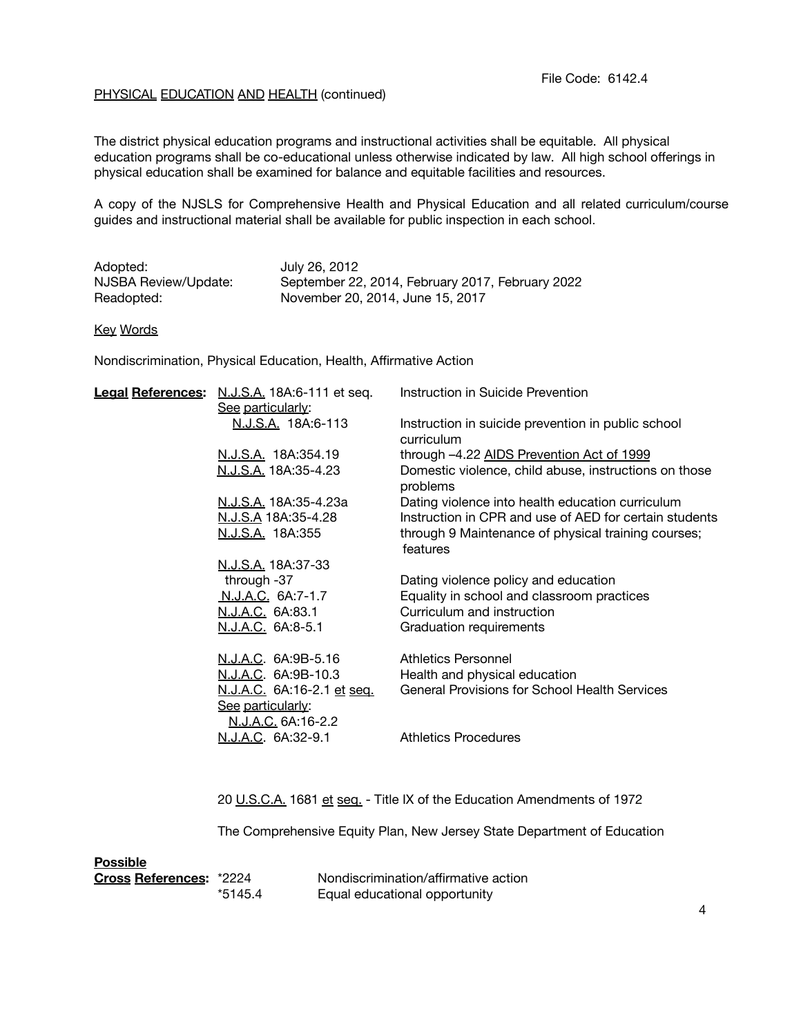PHYSICAL EDUCATION AND HEALTH (continued)

The district physical education programs and instructional activities shall be equitable. All physical education programs shall be co-educational unless otherwise indicated by law. All high school offerings in physical education shall be examined for balance and equitable facilities and resources.

A copy of the NJSLS for Comprehensive Health and Physical Education and all related curriculum/course guides and instructional material shall be available for public inspection in each school.

| | |
|---|---|
| Adopted: | July 26, 2012 |
| NJSBA Review/Update: | September 22, 2014, February 2017, February 2022 |
| Readopted: | November 20, 2014, June 15, 2017 |

Key Words

Nondiscrimination, Physical Education, Health, Affirmative Action

| **Legal References:** | | |
|---|---|---|
| | N.J.S.A. 18A:6-111 et seq. See particularly: | Instruction in Suicide Prevention |
| | N.J.S.A. 18A:6-113 | Instruction in suicide prevention in public school curriculum |
| | N.J.S.A. 18A:354.19 | through –4.22 AIDS Prevention Act of 1999 |
| | N.J.S.A. 18A:35-4.23 | Domestic violence, child abuse, instructions on those problems |
| | N.J.S.A. 18A:35-4.23a | Dating violence into health education curriculum |
| | N.J.S.A 18A:35-4.28 | Instruction in CPR and use of AED for certain students |
| | N.J.S.A. 18A:355 | through 9 Maintenance of physical training courses; features |
| | N.J.S.A. 18A:37-33 through -37 | Dating violence policy and education |
| | N.J.A.C. 6A:7-1.7 | Equality in school and classroom practices |
| | N.J.A.C. 6A:83.1 | Curriculum and instruction |
| | N.J.A.C. 6A:8-5.1 | Graduation requirements |
| | N.J.A.C. 6A:9B-5.16 | Athletics Personnel |
| | N.J.A.C. 6A:9B-10.3 | Health and physical education |
| | N.J.A.C. 6A:16-2.1 et seq. See particularly: N.J.A.C. 6A:16-2.2 | General Provisions for School Health Services |
| | N.J.A.C. 6A:32-9.1 | Athletics Procedures |

20 U.S.C.A. 1681 et seq. - Title IX of the Education Amendments of 1972

The Comprehensive Equity Plan, New Jersey State Department of Education

| **Possible Cross References:** | | |
|---|---|---|
| | *2224 | Nondiscrimination/affirmative action |
| | *5145.4 | Equal educational opportunity |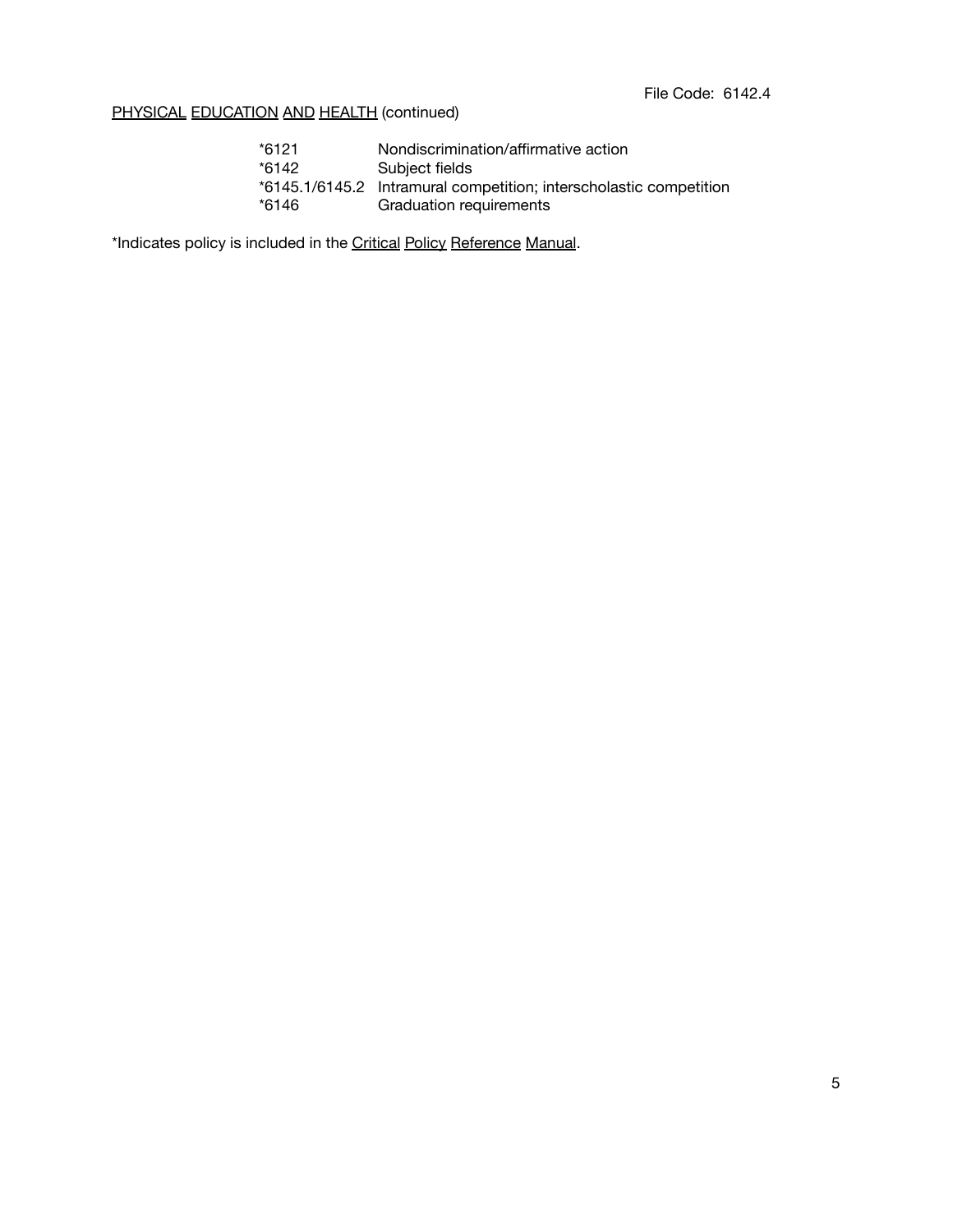File Code: 6142.4

PHYSICAL EDUCATION AND HEALTH (continued)

| | |
|---|---|
| *6121 | Nondiscrimination/affirmative action |
| *6142 | Subject fields |
| *6145.1/6145.2 | Intramural competition; interscholastic competition |
| *6146 | Graduation requirements |

*Indicates policy is included in the Critical Policy Reference Manual.